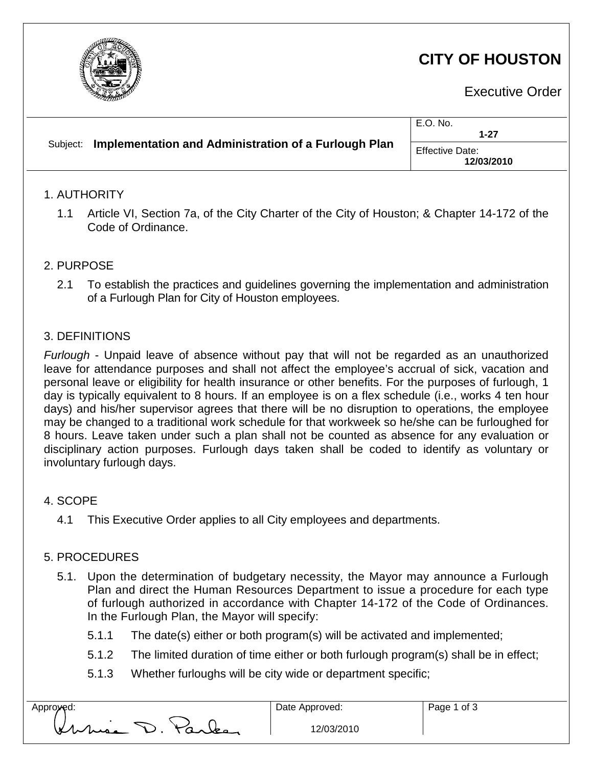# CITY OF HOUSTON

Executive Order

| Subject: **Implementation and Administration of a Furlough Plan** | E.O. No. **1-27** |
| --- | --- |
| | Effective Date: **12/03/2010** |

## 1. AUTHORITY

1.1 Article VI, Section 7a, of the City Charter of the City of Houston; & Chapter 14-172 of the Code of Ordinance.

## 2. PURPOSE

2.1 To establish the practices and guidelines governing the implementation and administration of a Furlough Plan for City of Houston employees.

## 3. DEFINITIONS

*Furlough* - Unpaid leave of absence without pay that will not be regarded as an unauthorized leave for attendance purposes and shall not affect the employee's accrual of sick, vacation and personal leave or eligibility for health insurance or other benefits. For the purposes of furlough, 1 day is typically equivalent to 8 hours. If an employee is on a flex schedule (i.e., works 4 ten hour days) and his/her supervisor agrees that there will be no disruption to operations, the employee may be changed to a traditional work schedule for that workweek so he/she can be furloughed for 8 hours. Leave taken under such a plan shall not be counted as absence for any evaluation or disciplinary action purposes. Furlough days taken shall be coded to identify as voluntary or involuntary furlough days.

## 4. SCOPE

4.1 This Executive Order applies to all City employees and departments.

## 5. PROCEDURES

5.1. Upon the determination of budgetary necessity, the Mayor may announce a Furlough Plan and direct the Human Resources Department to issue a procedure for each type of furlough authorized in accordance with Chapter 14-172 of the Code of Ordinances. In the Furlough Plan, the Mayor will specify:

5.1.1 The date(s) either or both program(s) will be activated and implemented;

5.1.2 The limited duration of time either or both furlough program(s) shall be in effect;

5.1.3 Whether furloughs will be city wide or department specific;

| Approved: | Date Approved: |
| --- | --- |
| Annise D. Parker | 12/03/2010 |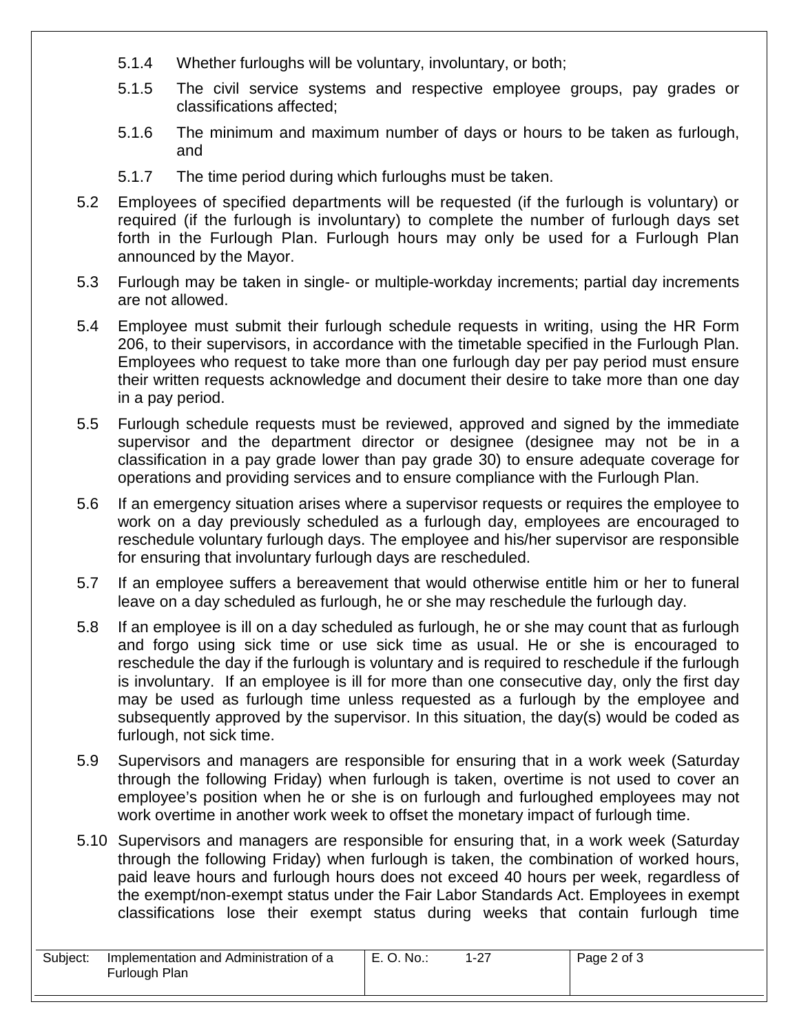5.1.4 Whether furloughs will be voluntary, involuntary, or both;

5.1.5 The civil service systems and respective employee groups, pay grades or classifications affected;

5.1.6 The minimum and maximum number of days or hours to be taken as furlough, and

5.1.7 The time period during which furloughs must be taken.

5.2 Employees of specified departments will be requested (if the furlough is voluntary) or required (if the furlough is involuntary) to complete the number of furlough days set forth in the Furlough Plan. Furlough hours may only be used for a Furlough Plan announced by the Mayor.

5.3 Furlough may be taken in single- or multiple-workday increments; partial day increments are not allowed.

5.4 Employee must submit their furlough schedule requests in writing, using the HR Form 206, to their supervisors, in accordance with the timetable specified in the Furlough Plan. Employees who request to take more than one furlough day per pay period must ensure their written requests acknowledge and document their desire to take more than one day in a pay period.

5.5 Furlough schedule requests must be reviewed, approved and signed by the immediate supervisor and the department director or designee (designee may not be in a classification in a pay grade lower than pay grade 30) to ensure adequate coverage for operations and providing services and to ensure compliance with the Furlough Plan.

5.6 If an emergency situation arises where a supervisor requests or requires the employee to work on a day previously scheduled as a furlough day, employees are encouraged to reschedule voluntary furlough days. The employee and his/her supervisor are responsible for ensuring that involuntary furlough days are rescheduled.

5.7 If an employee suffers a bereavement that would otherwise entitle him or her to funeral leave on a day scheduled as furlough, he or she may reschedule the furlough day.

5.8 If an employee is ill on a day scheduled as furlough, he or she may count that as furlough and forgo using sick time or use sick time as usual. He or she is encouraged to reschedule the day if the furlough is voluntary and is required to reschedule if the furlough is involuntary. If an employee is ill for more than one consecutive day, only the first day may be used as furlough time unless requested as a furlough by the employee and subsequently approved by the supervisor. In this situation, the day(s) would be coded as furlough, not sick time.

5.9 Supervisors and managers are responsible for ensuring that in a work week (Saturday through the following Friday) when furlough is taken, overtime is not used to cover an employee's position when he or she is on furlough and furloughed employees may not work overtime in another work week to offset the monetary impact of furlough time.

5.10 Supervisors and managers are responsible for ensuring that, in a work week (Saturday through the following Friday) when furlough is taken, the combination of worked hours, paid leave hours and furlough hours does not exceed 40 hours per week, regardless of the exempt/non-exempt status under the Fair Labor Standards Act. Employees in exempt classifications lose their exempt status during weeks that contain furlough time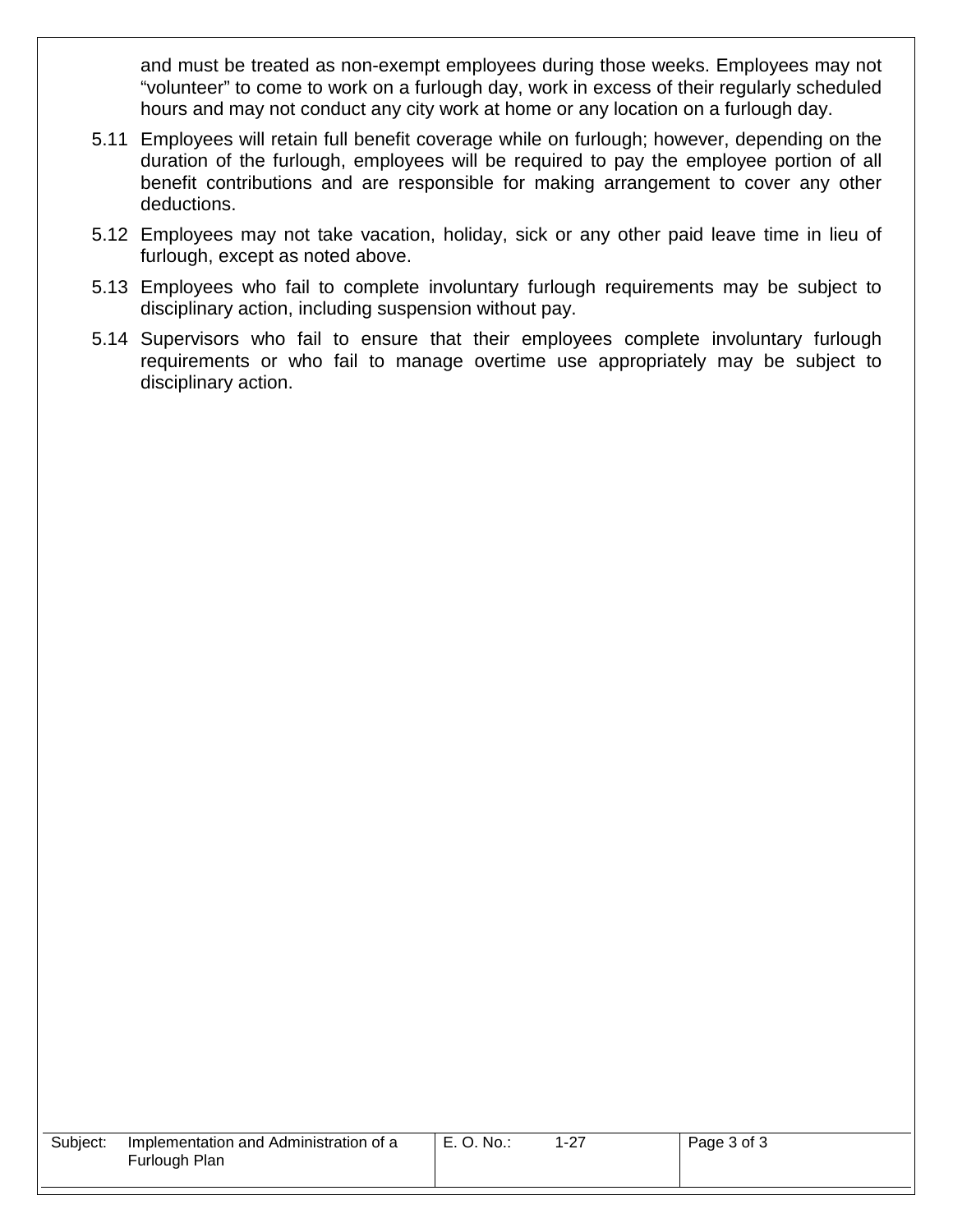and must be treated as non-exempt employees during those weeks. Employees may not "volunteer" to come to work on a furlough day, work in excess of their regularly scheduled hours and may not conduct any city work at home or any location on a furlough day.

5.11 Employees will retain full benefit coverage while on furlough; however, depending on the duration of the furlough, employees will be required to pay the employee portion of all benefit contributions and are responsible for making arrangement to cover any other deductions.

5.12 Employees may not take vacation, holiday, sick or any other paid leave time in lieu of furlough, except as noted above.

5.13 Employees who fail to complete involuntary furlough requirements may be subject to disciplinary action, including suspension without pay.

5.14 Supervisors who fail to ensure that their employees complete involuntary furlough requirements or who fail to manage overtime use appropriately may be subject to disciplinary action.